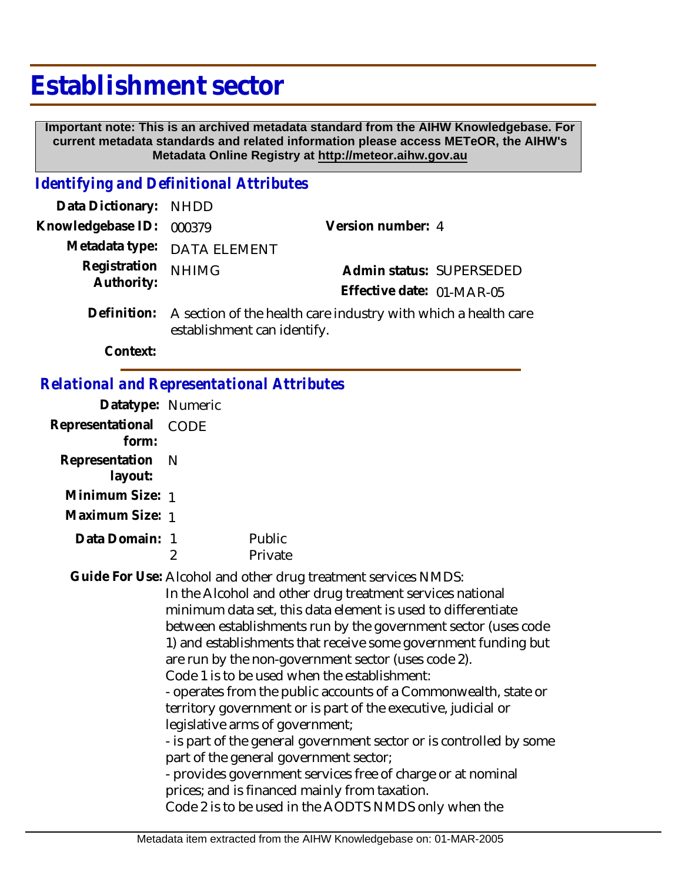# Establishment sector

**Important note: This is an archived metadata standard from the AIHW Knowledgebase. For current metadata standards and related information please access METeOR, the AIHW's Metadata Online Registry at http://meteor.aihw.gov.au**

## *Identifying and Definitional Attributes*

**Data Dictionary:** NHDD

**Knowledgebase ID:** 000379

**Version number:** 4

**Metadata type:** DATA ELEMENT

**Registration Authority:** NHIMG

**Admin status:** SUPERSEDED

**Effective date:** 01-MAR-05

**Definition:** A section of the health care industry with which a health care establishment can identify.

**Context:**

## *Relational and Representational Attributes*

**Datatype:** Numeric

**Representational form:** CODE

**Representation layout:** N

**Minimum Size:** 1

**Maximum Size:** 1

**Data Domain:**

| Code | Description |
|---|---|
| 1 | Public |
| 2 | Private |

**Guide For Use:** Alcohol and other drug treatment services NMDS:
In the Alcohol and other drug treatment services national minimum data set, this data element is used to differentiate between establishments run by the government sector (uses code 1) and establishments that receive some government funding but are run by the non-government sector (uses code 2).
Code 1 is to be used when the establishment:
- operates from the public accounts of a Commonwealth, state or territory government or is part of the executive, judicial or legislative arms of government;
- is part of the general government sector or is controlled by some part of the general government sector;
- provides government services free of charge or at nominal prices; and is financed mainly from taxation.
Code 2 is to be used in the AODTS NMDS only when the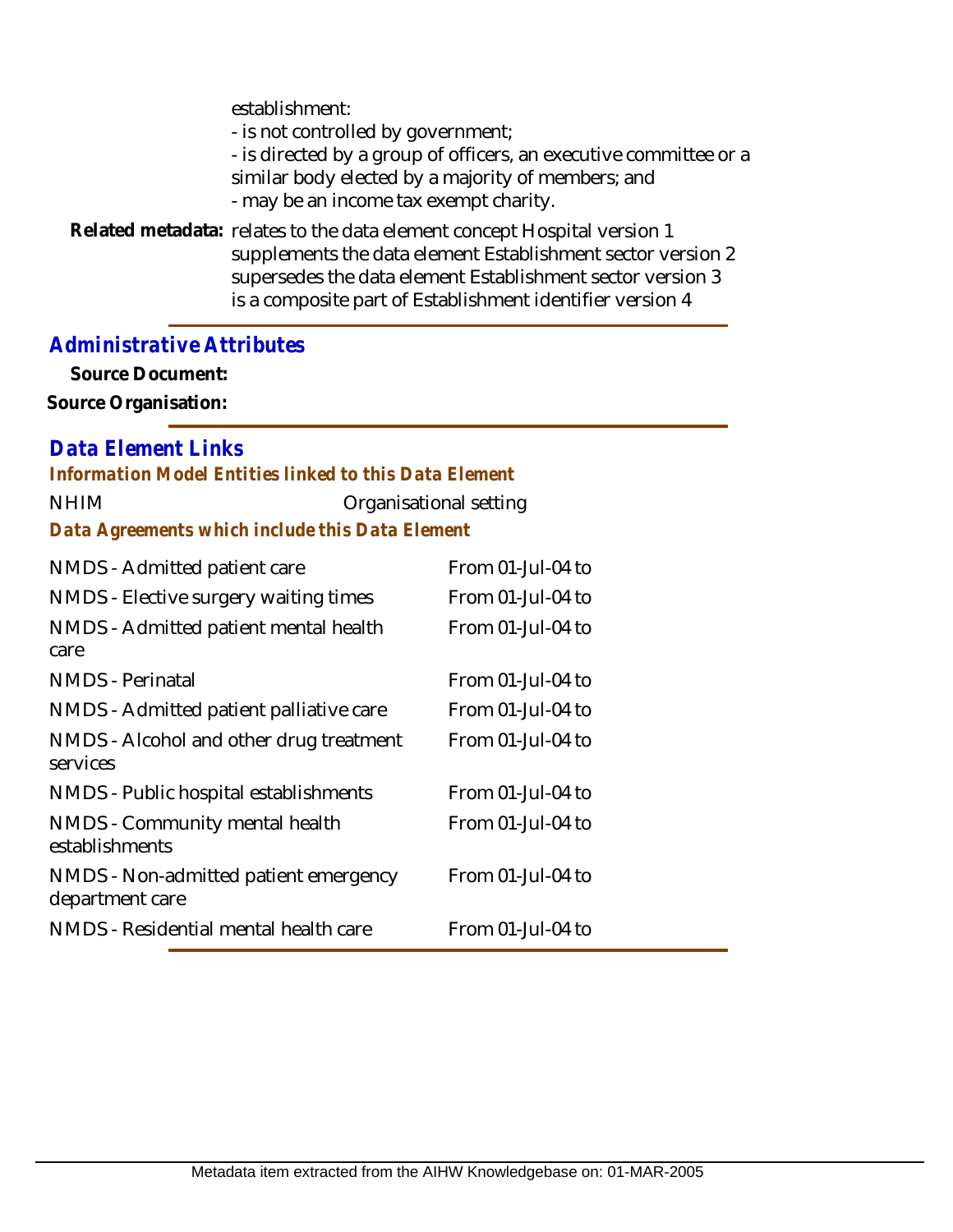establishment:
- is not controlled by government;
- is directed by a group of officers, an executive committee or a similar body elected by a majority of members; and
- may be an income tax exempt charity.

**Related metadata:** relates to the data element concept Hospital version 1
supplements the data element Establishment sector version 2
supersedes the data element Establishment sector version 3
is a composite part of Establishment identifier version 4

## Administrative Attributes

**Source Document:**

**Source Organisation:**

## Data Element Links

### Information Model Entities linked to this Data Element

| | |
|---|---|
| NHIM | Organisational setting |

### Data Agreements which include this Data Element

| | |
|---|---|
| NMDS - Admitted patient care | From 01-Jul-04 to |
| NMDS - Elective surgery waiting times | From 01-Jul-04 to |
| NMDS - Admitted patient mental health care | From 01-Jul-04 to |
| NMDS - Perinatal | From 01-Jul-04 to |
| NMDS - Admitted patient palliative care | From 01-Jul-04 to |
| NMDS - Alcohol and other drug treatment services | From 01-Jul-04 to |
| NMDS - Public hospital establishments | From 01-Jul-04 to |
| NMDS - Community mental health establishments | From 01-Jul-04 to |
| NMDS - Non-admitted patient emergency department care | From 01-Jul-04 to |
| NMDS - Residential mental health care | From 01-Jul-04 to |